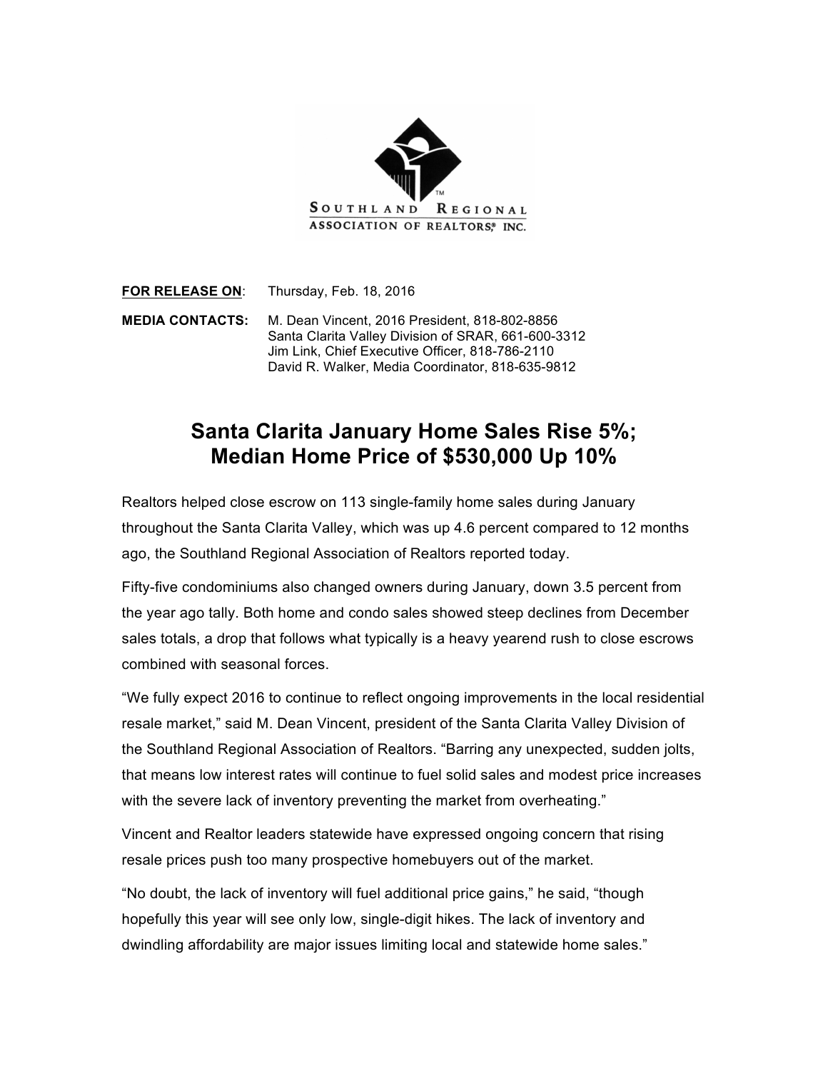SOUTHLAND REGIONAL
ASSOCIATION OF REALTORS® INC.

**FOR RELEASE ON**: Thursday, Feb. 18, 2016

**MEDIA CONTACTS:** M. Dean Vincent, 2016 President, 818-802-8856
Santa Clarita Valley Division of SRAR, 661-600-3312
Jim Link, Chief Executive Officer, 818-786-2110
David R. Walker, Media Coordinator, 818-635-9812

# Santa Clarita January Home Sales Rise 5%; Median Home Price of $530,000 Up 10%

Realtors helped close escrow on 113 single-family home sales during January throughout the Santa Clarita Valley, which was up 4.6 percent compared to 12 months ago, the Southland Regional Association of Realtors reported today.

Fifty-five condominiums also changed owners during January, down 3.5 percent from the year ago tally. Both home and condo sales showed steep declines from December sales totals, a drop that follows what typically is a heavy yearend rush to close escrows combined with seasonal forces.

"We fully expect 2016 to continue to reflect ongoing improvements in the local residential resale market," said M. Dean Vincent, president of the Santa Clarita Valley Division of the Southland Regional Association of Realtors. "Barring any unexpected, sudden jolts, that means low interest rates will continue to fuel solid sales and modest price increases with the severe lack of inventory preventing the market from overheating."

Vincent and Realtor leaders statewide have expressed ongoing concern that rising resale prices push too many prospective homebuyers out of the market.

"No doubt, the lack of inventory will fuel additional price gains," he said, "though hopefully this year will see only low, single-digit hikes. The lack of inventory and dwindling affordability are major issues limiting local and statewide home sales."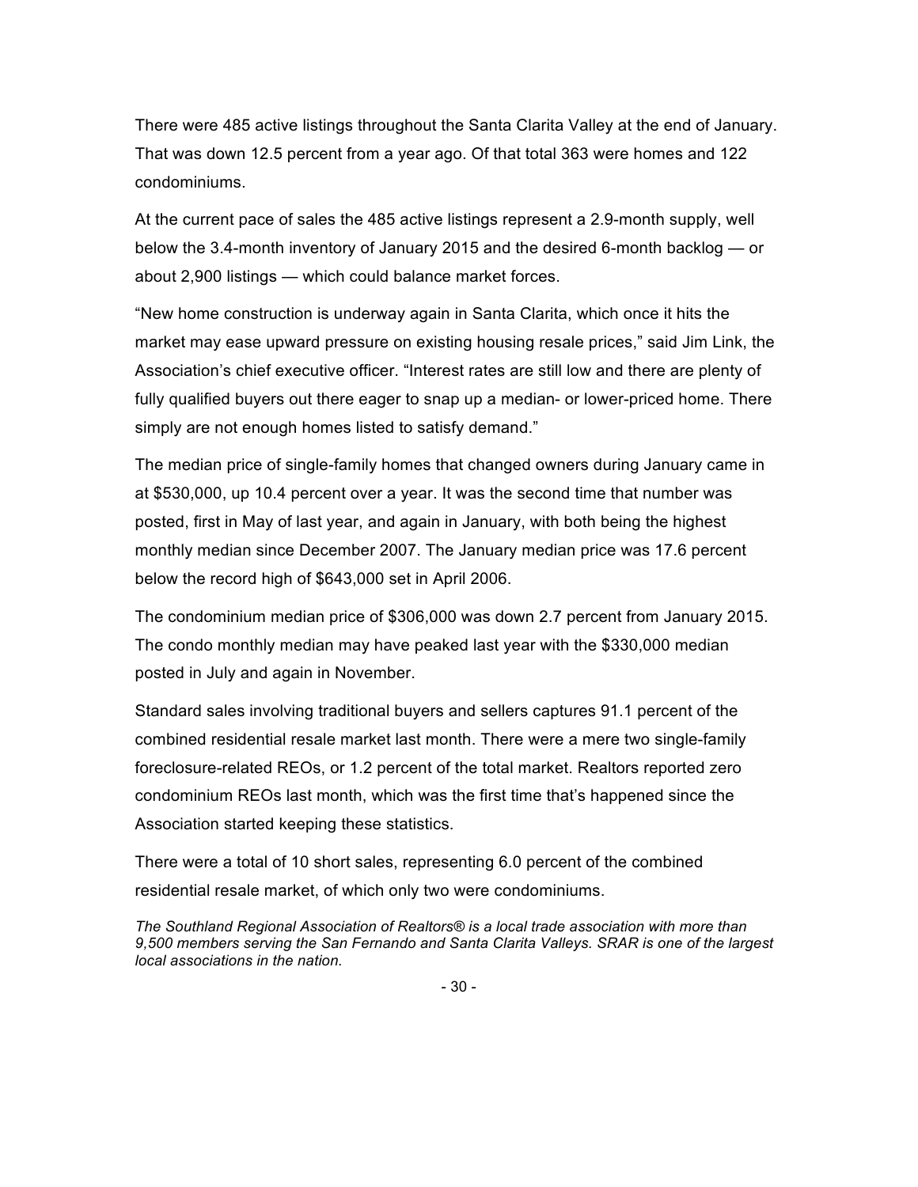There were 485 active listings throughout the Santa Clarita Valley at the end of January. That was down 12.5 percent from a year ago. Of that total 363 were homes and 122 condominiums.

At the current pace of sales the 485 active listings represent a 2.9-month supply, well below the 3.4-month inventory of January 2015 and the desired 6-month backlog — or about 2,900 listings — which could balance market forces.

"New home construction is underway again in Santa Clarita, which once it hits the market may ease upward pressure on existing housing resale prices," said Jim Link, the Association's chief executive officer. "Interest rates are still low and there are plenty of fully qualified buyers out there eager to snap up a median- or lower-priced home. There simply are not enough homes listed to satisfy demand."

The median price of single-family homes that changed owners during January came in at $530,000, up 10.4 percent over a year. It was the second time that number was posted, first in May of last year, and again in January, with both being the highest monthly median since December 2007. The January median price was 17.6 percent below the record high of $643,000 set in April 2006.

The condominium median price of $306,000 was down 2.7 percent from January 2015. The condo monthly median may have peaked last year with the $330,000 median posted in July and again in November.

Standard sales involving traditional buyers and sellers captures 91.1 percent of the combined residential resale market last month. There were a mere two single-family foreclosure-related REOs, or 1.2 percent of the total market. Realtors reported zero condominium REOs last month, which was the first time that's happened since the Association started keeping these statistics.

There were a total of 10 short sales, representing 6.0 percent of the combined residential resale market, of which only two were condominiums.

*The Southland Regional Association of Realtors® is a local trade association with more than 9,500 members serving the San Fernando and Santa Clarita Valleys. SRAR is one of the largest local associations in the nation.*

- 30 -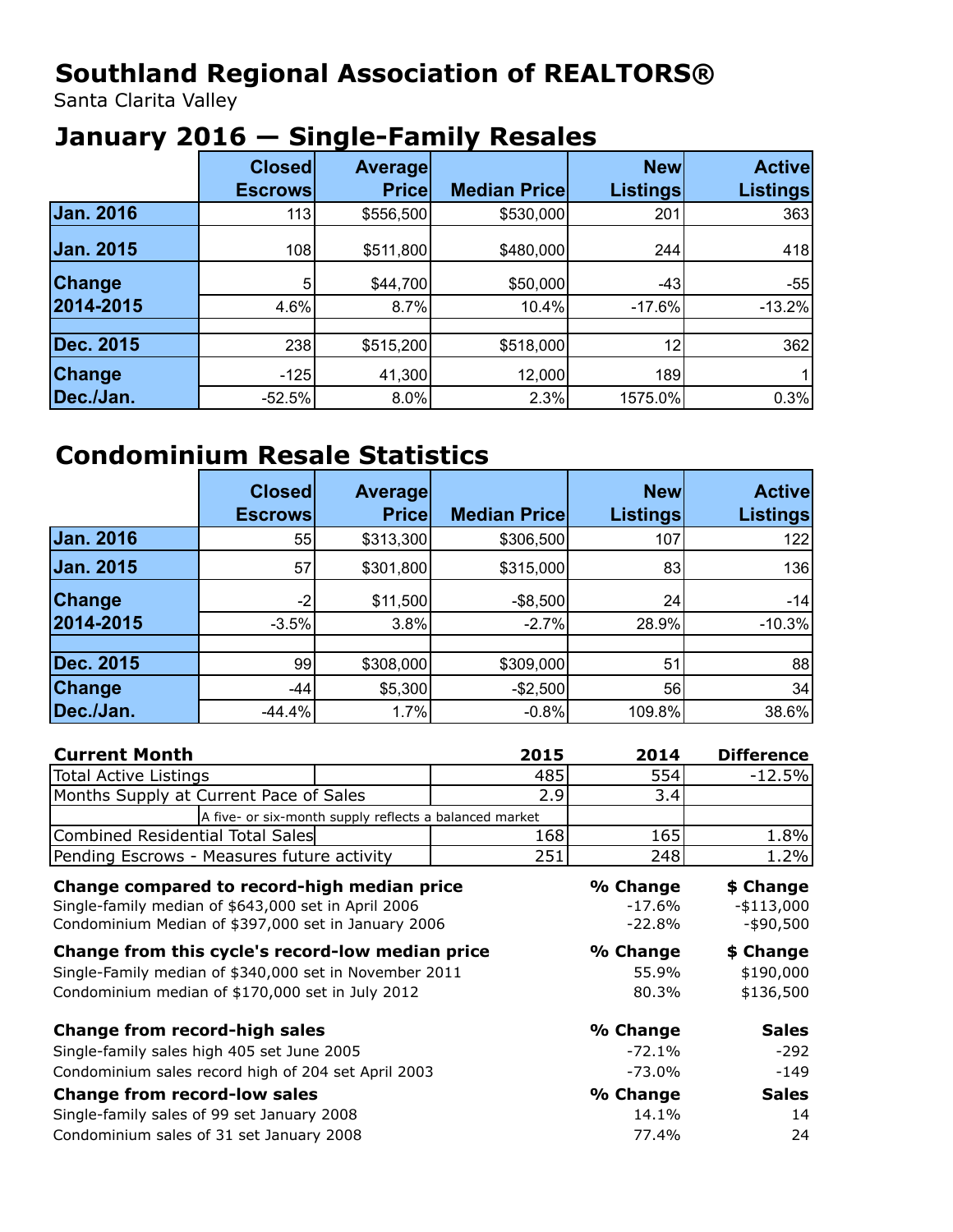# Southland Regional Association of REALTORS®

Santa Clarita Valley

## January 2016 — Single-Family Resales

| | Closed Escrows | Average Price | Median Price | New Listings | Active Listings |
|---|---|---|---|---|---|
| **Jan. 2016** | 113 | $556,500 | $530,000 | 201 | 363 |
| **Jan. 2015** | 108 | $511,800 | $480,000 | 244 | 418 |
| **Change 2014-2015** | 5 | $44,700 | $50,000 | -43 | -55 |
| | 4.6% | 8.7% | 10.4% | -17.6% | -13.2% |
| **Dec. 2015** | 238 | $515,200 | $518,000 | 12 | 362 |
| **Change Dec./Jan.** | -125 | 41,300 | 12,000 | 189 | 1 |
| | -52.5% | 8.0% | 2.3% | 1575.0% | 0.3% |

## Condominium Resale Statistics

| | Closed Escrows | Average Price | Median Price | New Listings | Active Listings |
|---|---|---|---|---|---|
| **Jan. 2016** | 55 | $313,300 | $306,500 | 107 | 122 |
| **Jan. 2015** | 57 | $301,800 | $315,000 | 83 | 136 |
| **Change 2014-2015** | -2 | $11,500 | -$8,500 | 24 | -14 |
| | -3.5% | 3.8% | -2.7% | 28.9% | -10.3% |
| **Dec. 2015** | 99 | $308,000 | $309,000 | 51 | 88 |
| **Change Dec./Jan.** | -44 | $5,300 | -$2,500 | 56 | 34 |
| | -44.4% | 1.7% | -0.8% | 109.8% | 38.6% |

| **Current Month** | **2015** | **2014** | **Difference** |
|---|---|---|---|
| Total Active Listings | 485 | 554 | -12.5% |
| Months Supply at Current Pace of Sales | 2.9 | 3.4 | |
| A five- or six-month supply reflects a balanced market | | | |
| Combined Residential Total Sales | 168 | 165 | 1.8% |
| Pending Escrows - Measures future activity | 251 | 248 | 1.2% |

| **Change compared to record-high median price** | **% Change** | **$ Change** |
|---|---|---|
| Single-family median of $643,000 set in April 2006 | -17.6% | -$113,000 |
| Condominium Median of $397,000 set in January 2006 | -22.8% | -$90,500 |

| **Change from this cycle's record-low median price** | **% Change** | **$ Change** |
|---|---|---|
| Single-Family median of $340,000 set in November 2011 | 55.9% | $190,000 |
| Condominium median of $170,000 set in July 2012 | 80.3% | $136,500 |

| **Change from record-high sales** | **% Change** | **Sales** |
|---|---|---|
| Single-family sales high 405 set June 2005 | -72.1% | -292 |
| Condominium sales record high of 204 set April 2003 | -73.0% | -149 |

| **Change from record-low sales** | **% Change** | **Sales** |
|---|---|---|
| Single-family sales of 99 set January 2008 | 14.1% | 14 |
| Condominium sales of 31 set January 2008 | 77.4% | 24 |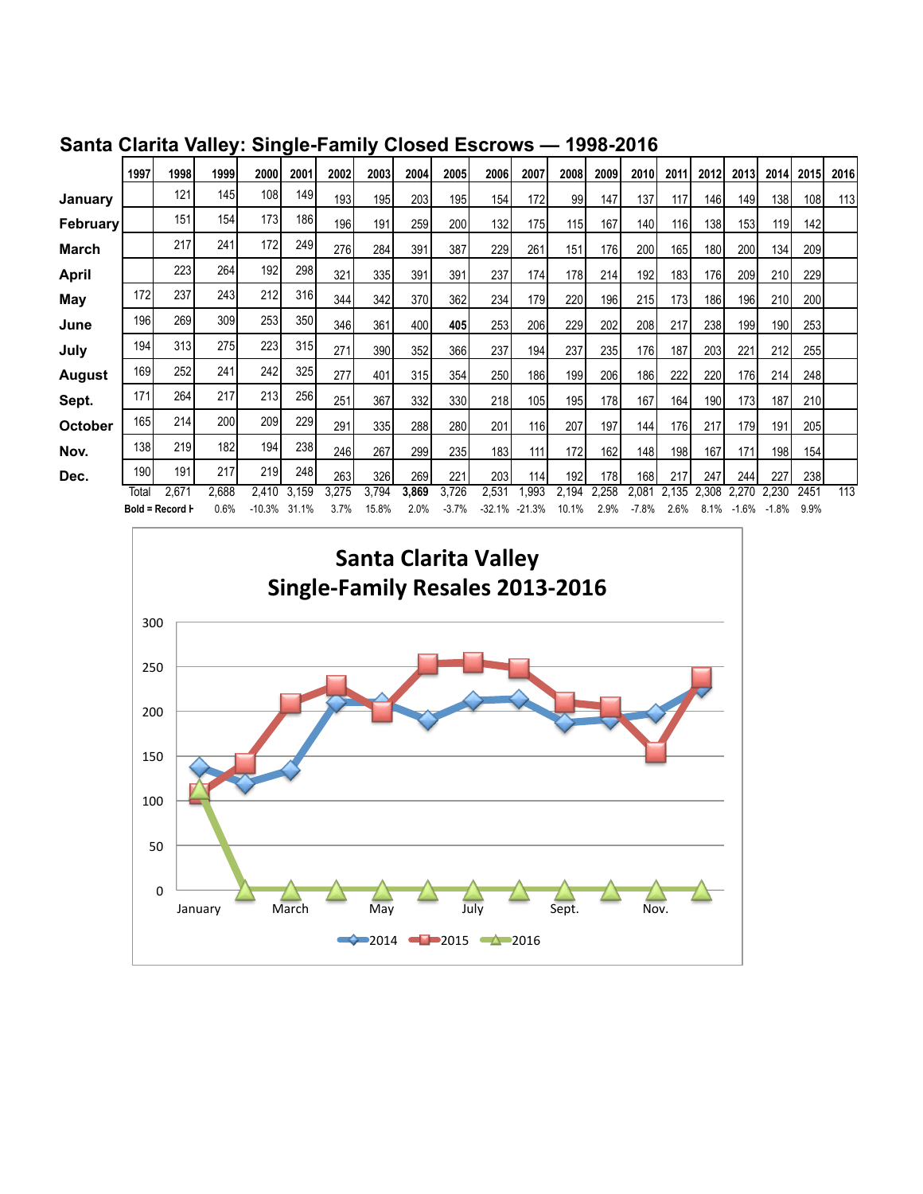## Santa Clarita Valley: Single-Family Closed Escrows — 1998-2016

| | 1997 | 1998 | 1999 | 2000 | 2001 | 2002 | 2003 | 2004 | 2005 | 2006 | 2007 | 2008 | 2009 | 2010 | 2011 | 2012 | 2013 | 2014 | 2015 | 2016 |
|---|---|---|---|---|---|---|---|---|---|---|---|---|---|---|---|---|---|---|---|---|
| January | | 121 | 145 | 108 | 149 | 193 | 195 | 203 | 195 | 154 | 172 | 99 | 147 | 137 | 117 | 146 | 149 | 138 | 108 | 113 |
| February | | 151 | 154 | 173 | 186 | 196 | 191 | 259 | 200 | 132 | 175 | 115 | 167 | 140 | 116 | 138 | 153 | 119 | 142 | |
| March | | 217 | 241 | 172 | 249 | 276 | 284 | 391 | 387 | 229 | 261 | 151 | 176 | 200 | 165 | 180 | 200 | 134 | 209 | |
| April | | 223 | 264 | 192 | 298 | 321 | 335 | 391 | 391 | 237 | 174 | 178 | 214 | 192 | 183 | 176 | 209 | 210 | 229 | |
| May | 172 | 237 | 243 | 212 | 316 | 344 | 342 | 370 | 362 | 234 | 179 | 220 | 196 | 215 | 173 | 186 | 196 | 210 | 200 | |
| June | 196 | 269 | 309 | 253 | 350 | 346 | 361 | 400 | **405** | 253 | 206 | 229 | 202 | 208 | 217 | 238 | 199 | 190 | 253 | |
| July | 194 | 313 | 275 | 223 | 315 | 271 | 390 | 352 | 366 | 237 | 194 | 237 | 235 | 176 | 187 | 203 | 221 | 212 | 255 | |
| August | 169 | 252 | 241 | 242 | 325 | 277 | 401 | 315 | 354 | 250 | 186 | 199 | 206 | 186 | 222 | 220 | 176 | 214 | 248 | |
| Sept. | 171 | 264 | 217 | 213 | 256 | 251 | 367 | 332 | 330 | 218 | 105 | 195 | 178 | 167 | 164 | 190 | 173 | 187 | 210 | |
| October | 165 | 214 | 200 | 209 | 229 | 291 | 335 | 288 | 280 | 201 | 116 | 207 | 197 | 144 | 176 | 217 | 179 | 191 | 205 | |
| Nov. | 138 | 219 | 182 | 194 | 238 | 246 | 267 | 299 | 235 | 183 | 111 | 172 | 162 | 148 | 198 | 167 | 171 | 198 | 154 | |
| Dec. | 190 | 191 | 217 | 219 | 248 | 263 | 326 | 269 | 221 | 203 | 114 | 192 | 178 | 168 | 217 | 247 | 244 | 227 | 238 | |
| | Total | 2,671 | 2,688 | 2,410 | 3,159 | 3,275 | 3,794 | **3,869** | 3,726 | 2,531 | 1,993 | 2,194 | 2,258 | 2,081 | 2,135 | 2,308 | 2,270 | 2,230 | 2451 | 113 |
| | Bold = Record H | | 0.6% | -10.3% | 31.1% | 3.7% | 15.8% | 2.0% | -3.7% | -32.1% | -21.3% | 10.1% | 2.9% | -7.8% | 2.6% | 8.1% | -1.6% | -1.8% | 9.9% | |

### Santa Clarita Valley Single-Family Resales 2013-2016

| | January | February | March | April | May | June | July | August | Sept. | October | Nov. | Dec. |
|---|---|---|---|---|---|---|---|---|---|---|---|---|
| 2014 | 138 | 119 | 134 | 210 | 210 | 190 | 212 | 214 | 187 | 191 | 198 | 227 |
| 2015 | 108 | 142 | 209 | 229 | 200 | 253 | 255 | 248 | 210 | 205 | 154 | 238 |
| 2016 | 113 | 0 | 0 | 0 | 0 | 0 | 0 | 0 | 0 | 0 | 0 | 0 |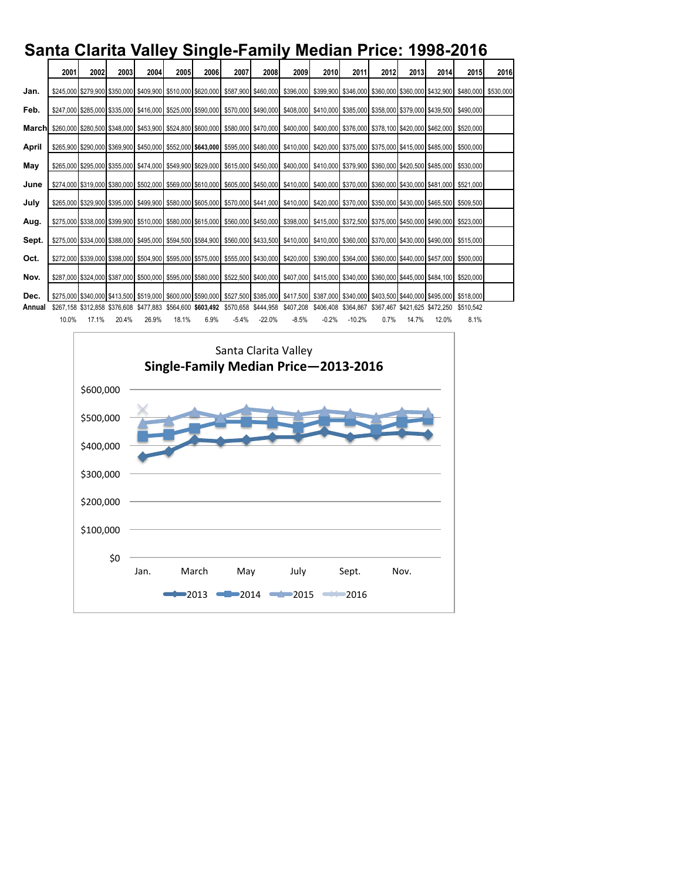# Santa Clarita Valley Single-Family Median Price: 1998-2016

| | 2001 | 2002 | 2003 | 2004 | 2005 | 2006 | 2007 | 2008 | 2009 | 2010 | 2011 | 2012 | 2013 | 2014 | 2015 | 2016 |
|---|---|---|---|---|---|---|---|---|---|---|---|---|---|---|---|---|
| Jan. | $245,000 | $279,900 | $350,000 | $409,900 | $510,000 | $620,000 | $587,900 | $460,000 | $396,000 | $399,900 | $346,000 | $360,000 | $360,000 | $432,900 | $480,000 | $530,000 |
| Feb. | $247,000 | $285,000 | $335,000 | $416,000 | $525,000 | $590,000 | $570,000 | $490,000 | $408,000 | $410,000 | $385,000 | $358,000 | $379,000 | $439,500 | $490,000 | |
| March | $260,000 | $280,500 | $348,000 | $453,900 | $524,800 | $600,000 | $580,000 | $470,000 | $400,000 | $400,000 | $376,000 | $378,100 | $420,000 | $462,000 | $520,000 | |
| April | $265,900 | $290,000 | $369,900 | $450,000 | $552,000 | **$643,000** | $595,000 | $480,000 | $410,000 | $420,000 | $375,000 | $375,000 | $415,000 | $485,000 | $500,000 | |
| May | $265,000 | $295,000 | $355,000 | $474,000 | $549,900 | $629,000 | $615,000 | $450,000 | $400,000 | $410,000 | $379,900 | $360,000 | $420,500 | $485,000 | $530,000 | |
| June | $274,000 | $319,000 | $380,000 | $502,000 | $569,000 | $610,000 | $605,000 | $450,000 | $410,000 | $400,000 | $370,000 | $360,000 | $430,000 | $481,000 | $521,000 | |
| July | $265,000 | $329,900 | $395,000 | $499,900 | $580,000 | $605,000 | $570,000 | $441,000 | $410,000 | $420,000 | $370,000 | $350,000 | $430,000 | $465,500 | $509,500 | |
| Aug. | $275,000 | $338,000 | $399,900 | $510,000 | $580,000 | $615,000 | $560,000 | $450,000 | $398,000 | $415,000 | $372,500 | $375,000 | $450,000 | $490,000 | $523,000 | |
| Sept. | $275,000 | $334,000 | $388,000 | $495,000 | $594,500 | $584,900 | $560,000 | $433,500 | $410,000 | $410,000 | $360,000 | $370,000 | $430,000 | $490,000 | $515,000 | |
| Oct. | $272,000 | $339,000 | $398,000 | $504,900 | $595,000 | $575,000 | $555,000 | $430,000 | $420,000 | $390,000 | $364,000 | $360,000 | $440,000 | $457,000 | $500,000 | |
| Nov. | $287,000 | $324,000 | $387,000 | $500,000 | $595,000 | $580,000 | $522,500 | $400,000 | $407,000 | $415,000 | $340,000 | $360,000 | $445,000 | $484,100 | $520,000 | |
| Dec. | $275,000 | $340,000 | $413,500 | $519,000 | $600,000 | $590,000 | $527,500 | $385,000 | $417,500 | $387,000 | $340,000 | $403,500 | $440,000 | $495,000 | $518,000 | |
| Annual | $267,158 | $312,858 | $376,608 | $477,883 | $564,600 | **$603,492** | $570,658 | $444,958 | $407,208 | $406,408 | $364,867 | $367,467 | $421,625 | $472,250 | $510,542 | |
| | 10.0% | 17.1% | 20.4% | 26.9% | 18.1% | 6.9% | -5.4% | -22.0% | -8.5% | -0.2% | -10.2% | 0.7% | 14.7% | 12.0% | 8.1% | |

Santa Clarita Valley
**Single-Family Median Price—2013-2016**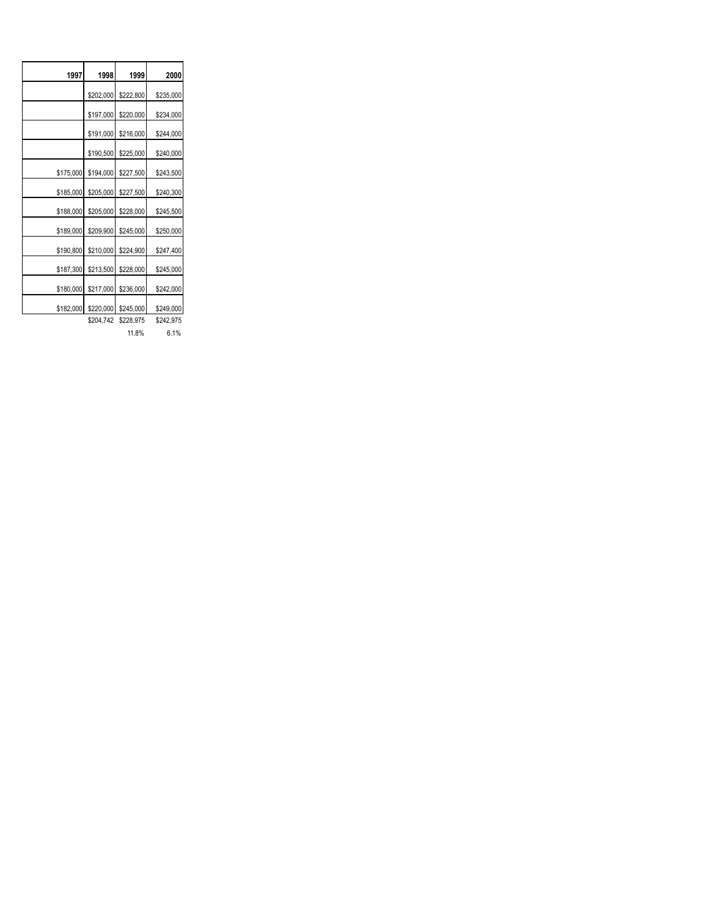| 1997 | 1998 | 1999 | 2000 |
|---|---|---|---|
| | $202,000 | $222,800 | $235,000 |
| | $197,000 | $220,000 | $234,000 |
| | $191,000 | $216,000 | $244,000 |
| | $190,500 | $225,000 | $240,000 |
| $175,000 | $194,000 | $227,500 | $243,500 |
| $185,000 | $205,000 | $227,500 | $240,300 |
| $188,000 | $205,000 | $228,000 | $245,500 |
| $189,000 | $209,900 | $245,000 | $250,000 |
| $190,800 | $210,000 | $224,900 | $247,400 |
| $187,300 | $213,500 | $228,000 | $245,000 |
| $180,000 | $217,000 | $236,000 | $242,000 |
| $182,000 | $220,000 | $245,000 | $249,000 |
| | $204,742 | $228,975 | $242,975 |
| | | 11.8% | 6.1% |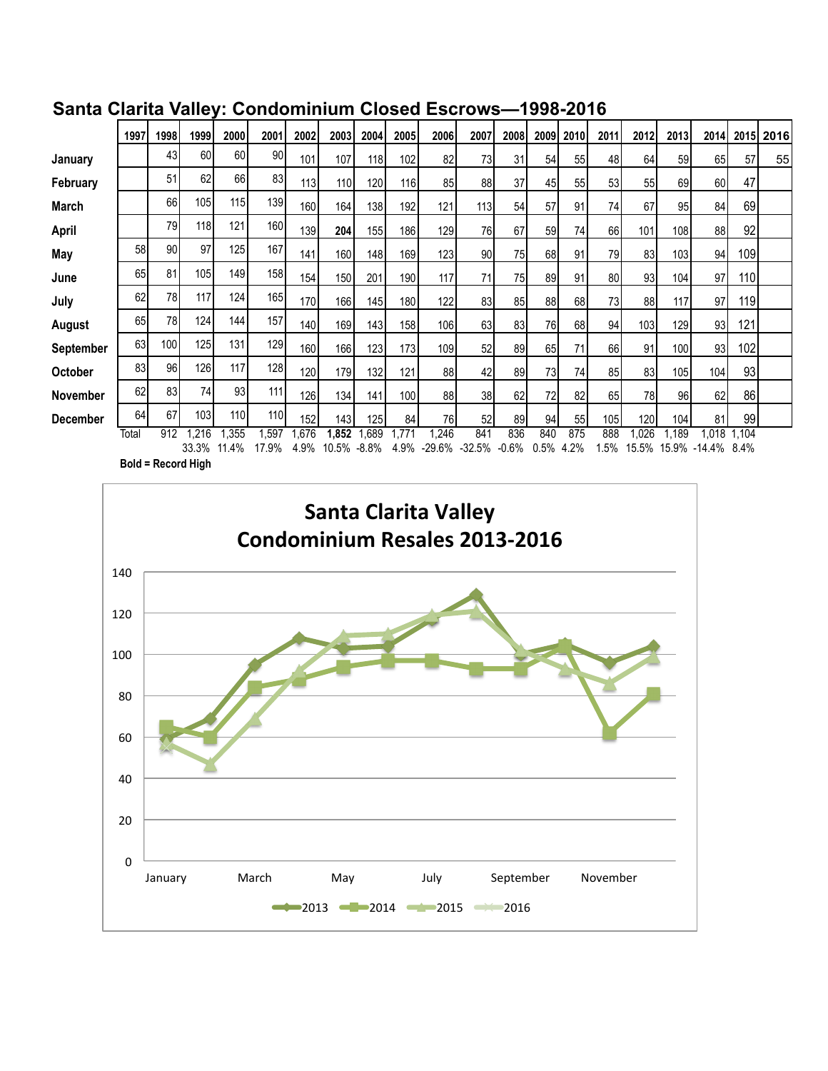## Santa Clarita Valley: Condominium Closed Escrows—1998-2016

| | 1997 | 1998 | 1999 | 2000 | 2001 | 2002 | 2003 | 2004 | 2005 | 2006 | 2007 | 2008 | 2009 | 2010 | 2011 | 2012 | 2013 | 2014 | 2015 | 2016 |
|---|---|---|---|---|---|---|---|---|---|---|---|---|---|---|---|---|---|---|---|---|
| January | | 43 | 60 | 60 | 90 | 101 | 107 | 118 | 102 | 82 | 73 | 31 | 54 | 55 | 48 | 64 | 59 | 65 | 57 | 55 |
| February | | 51 | 62 | 66 | 83 | 113 | 110 | 120 | 116 | 85 | 88 | 37 | 45 | 55 | 53 | 55 | 69 | 60 | 47 | |
| March | | 66 | 105 | 115 | 139 | 160 | 164 | 138 | 192 | 121 | 113 | 54 | 57 | 91 | 74 | 67 | 95 | 84 | 69 | |
| April | | 79 | 118 | 121 | 160 | 139 | **204** | 155 | 186 | 129 | 76 | 67 | 59 | 74 | 66 | 101 | 108 | 88 | 92 | |
| May | 58 | 90 | 97 | 125 | 167 | 141 | 160 | 148 | 169 | 123 | 90 | 75 | 68 | 91 | 79 | 83 | 103 | 94 | 109 | |
| June | 65 | 81 | 105 | 149 | 158 | 154 | 150 | 201 | 190 | 117 | 71 | 75 | 89 | 91 | 80 | 93 | 104 | 97 | 110 | |
| July | 62 | 78 | 117 | 124 | 165 | 170 | 166 | 145 | 180 | 122 | 83 | 85 | 88 | 68 | 73 | 88 | 117 | 97 | 119 | |
| August | 65 | 78 | 124 | 144 | 157 | 140 | 169 | 143 | 158 | 106 | 63 | 83 | 76 | 68 | 94 | 103 | 129 | 93 | 121 | |
| September | 63 | 100 | 125 | 131 | 129 | 160 | 166 | 123 | 173 | 109 | 52 | 89 | 65 | 71 | 66 | 91 | 100 | 93 | 102 | |
| October | 83 | 96 | 126 | 117 | 128 | 120 | 179 | 132 | 121 | 88 | 42 | 89 | 73 | 74 | 85 | 83 | 105 | 104 | 93 | |
| November | 62 | 83 | 74 | 93 | 111 | 126 | 134 | 141 | 100 | 88 | 38 | 62 | 72 | 82 | 65 | 78 | 96 | 62 | 86 | |
| December | 64 | 67 | 103 | 110 | 110 | 152 | 143 | 125 | 84 | 76 | 52 | 89 | 94 | 55 | 105 | 120 | 104 | 81 | 99 | |
| Total | | 912 | 1,216 | 1,355 | 1,597 | 1,676 | **1,852** | 1,689 | 1,771 | 1,246 | 841 | 836 | 840 | 875 | 888 | 1,026 | 1,189 | 1,018 | 1,104 | |
| | | | 33.3% | 11.4% | 17.9% | 4.9% | 10.5% | -8.8% | 4.9% | -29.6% | -32.5% | -0.6% | 0.5% | 4.2% | 1.5% | 15.5% | 15.9% | -14.4% | 8.4% | |

**Bold = Record High**

### Santa Clarita Valley Condominium Resales 2013-2016

| Month | 2013 | 2014 | 2015 | 2016 |
|---|---|---|---|---|
| January | 59 | 65 | 57 | 55 |
| February | 69 | 60 | 47 | |
| March | 95 | 84 | 69 | |
| April | 108 | 88 | 92 | |
| May | 103 | 94 | 109 | |
| June | 104 | 97 | 110 | |
| July | 117 | 97 | 119 | |
| August | 129 | 93 | 121 | |
| September | 100 | 93 | 102 | |
| October | 105 | 104 | 93 | |
| November | 96 | 62 | 86 | |
| December | 104 | 81 | 99 | |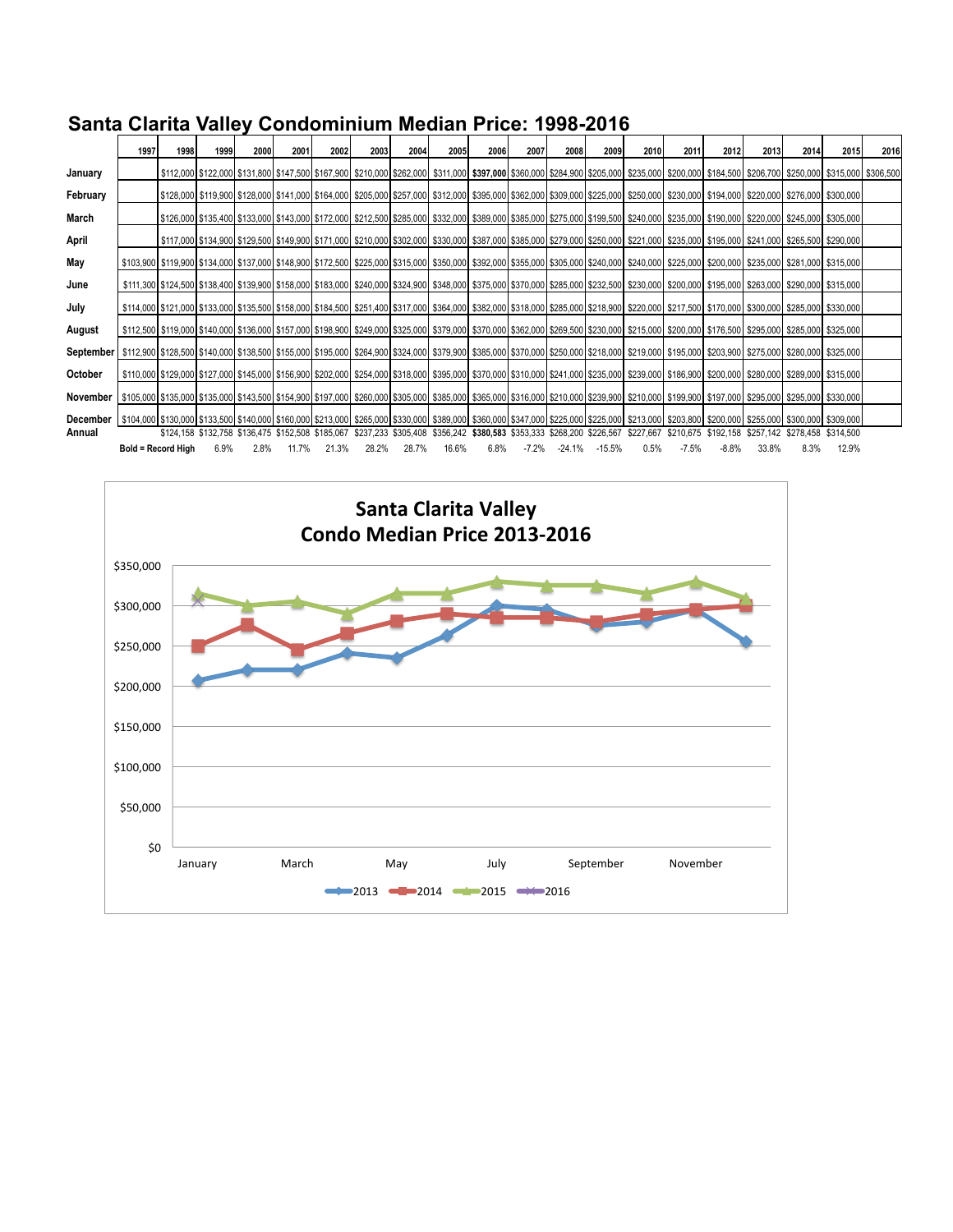## Santa Clarita Valley Condominium Median Price: 1998-2016

| | 1997 | 1998 | 1999 | 2000 | 2001 | 2002 | 2003 | 2004 | 2005 | 2006 | 2007 | 2008 | 2009 | 2010 | 2011 | 2012 | 2013 | 2014 | 2015 | 2016 |
|---|---|---|---|---|---|---|---|---|---|---|---|---|---|---|---|---|---|---|---|---|
| **January** | | $112,000 | $122,000 | $131,800 | $147,500 | $167,900 | $210,000 | $262,000 | $311,000 | **$397,000** | $360,000 | $284,900 | $205,000 | $235,000 | $200,000 | $184,500 | $206,700 | $250,000 | $315,000 | $306,500 |
| **February** | | $128,000 | $119,900 | $128,000 | $141,000 | $164,000 | $205,000 | $257,000 | $312,000 | $395,000 | $362,000 | $309,000 | $225,000 | $250,000 | $230,000 | $194,000 | $220,000 | $276,000 | $300,000 | |
| **March** | | $126,000 | $135,400 | $133,000 | $143,000 | $172,000 | $212,500 | $285,000 | $332,000 | $389,000 | $385,000 | $275,000 | $199,500 | $240,000 | $235,000 | $190,000 | $220,000 | $245,000 | $305,000 | |
| **April** | | $117,000 | $134,900 | $129,500 | $149,900 | $171,000 | $210,000 | $302,000 | $330,000 | $387,000 | $385,000 | $279,000 | $250,000 | $221,000 | $235,000 | $195,000 | $241,000 | $265,500 | $290,000 | |
| **May** | $103,900 | $119,900 | $134,000 | $137,000 | $148,900 | $172,500 | $225,000 | $315,000 | $350,000 | $392,000 | $355,000 | $305,000 | $240,000 | $240,000 | $225,000 | $200,000 | $235,000 | $281,000 | $315,000 | |
| **June** | $111,300 | $124,500 | $138,400 | $139,900 | $158,000 | $183,000 | $240,000 | $324,900 | $348,000 | $375,000 | $370,000 | $285,000 | $232,500 | $230,000 | $200,000 | $195,000 | $263,000 | $290,000 | $315,000 | |
| **July** | $114,000 | $121,000 | $133,000 | $135,500 | $158,000 | $184,500 | $251,400 | $317,000 | $364,000 | $382,000 | $318,000 | $285,000 | $218,900 | $220,000 | $217,500 | $170,000 | $300,000 | $285,000 | $330,000 | |
| **August** | $112,500 | $119,000 | $140,000 | $136,000 | $157,000 | $198,900 | $249,000 | $325,000 | $379,000 | $370,000 | $362,000 | $269,500 | $230,000 | $215,000 | $200,000 | $176,500 | $295,000 | $285,000 | $325,000 | |
| **September** | $112,900 | $128,500 | $140,000 | $138,500 | $155,000 | $195,000 | $264,900 | $324,000 | $379,900 | $385,000 | $370,000 | $250,000 | $218,000 | $219,000 | $195,000 | $203,900 | $275,000 | $280,000 | $325,000 | |
| **October** | $110,000 | $129,000 | $127,000 | $145,000 | $156,900 | $202,000 | $254,000 | $318,000 | $395,000 | $370,000 | $310,000 | $241,000 | $235,000 | $239,000 | $186,900 | $200,000 | $280,000 | $289,000 | $315,000 | |
| **November** | $105,000 | $135,000 | $135,000 | $143,500 | $154,900 | $197,000 | $260,000 | $305,000 | $385,000 | $365,000 | $316,000 | $210,000 | $239,900 | $210,000 | $199,900 | $197,000 | $295,000 | $295,000 | $330,000 | |
| **December** | $104,000 | $130,000 | $133,500 | $140,000 | $160,000 | $213,000 | $265,000 | $330,000 | $389,000 | $360,000 | $347,000 | $225,000 | $225,000 | $213,000 | $203,800 | $200,000 | $255,000 | $300,000 | $309,000 | |
| **Annual** | | $124,158 | $132,758 | $136,475 | $152,508 | $185,067 | $237,233 | $305,408 | $356,242 | **$380,583** | $353,333 | $268,200 | $226,567 | $227,667 | $210,675 | $192,158 | $257,142 | $278,458 | $314,500 | |
| | **Bold = Record High** | | 6.9% | 2.8% | 11.7% | 21.3% | 28.2% | 28.7% | 16.6% | 6.8% | -7.2% | -24.1% | -15.5% | 0.5% | -7.5% | -8.8% | 33.8% | 8.3% | 12.9% | |

### Santa Clarita Valley Condo Median Price 2013-2016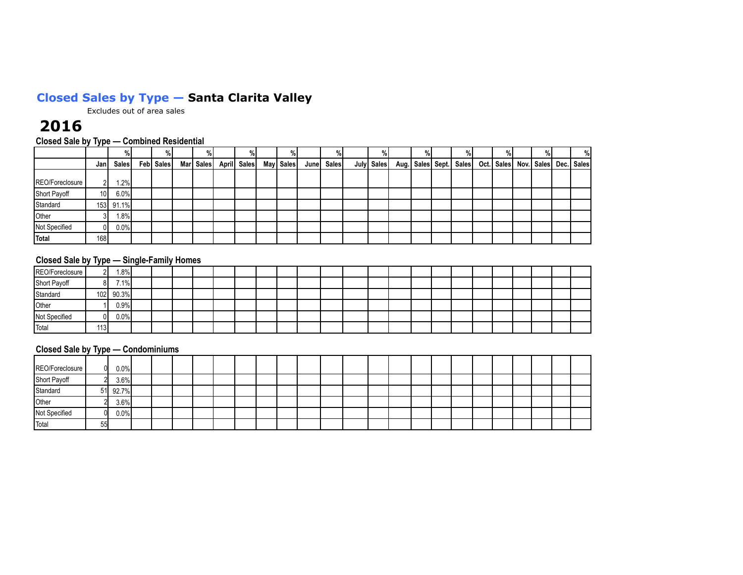# Closed Sales by Type — Santa Clarita Valley

Excludes out of area sales

## 2016

### Closed Sale by Type — Combined Residential

| | Jan | % Sales | Feb | % Sales | Mar | % Sales | April | % Sales | May | % Sales | June | % Sales | July | % Sales | Aug. | % Sales | Sept. | % Sales | Oct. | % Sales | Nov. | % Sales | Dec. | % Sales |
|---|---|---|---|---|---|---|---|---|---|---|---|---|---|---|---|---|---|---|---|---|---|---|---|---|
| REO/Foreclosure | 2 | 1.2% | | | | | | | | | | | | | | | | | | | | | | |
| Short Payoff | 10 | 6.0% | | | | | | | | | | | | | | | | | | | | | | |
| Standard | 153 | 91.1% | | | | | | | | | | | | | | | | | | | | | | |
| Other | 3 | 1.8% | | | | | | | | | | | | | | | | | | | | | | |
| Not Specified | 0 | 0.0% | | | | | | | | | | | | | | | | | | | | | | |
| **Total** | 168 | | | | | | | | | | | | | | | | | | | | | | | |

### Closed Sale by Type — Single-Family Homes

| | Jan | % Sales | Feb | % Sales | Mar | % Sales | April | % Sales | May | % Sales | June | % Sales | July | % Sales | Aug. | % Sales | Sept. | % Sales | Oct. | % Sales | Nov. | % Sales | Dec. | % Sales |
|---|---|---|---|---|---|---|---|---|---|---|---|---|---|---|---|---|---|---|---|---|---|---|---|---|
| REO/Foreclosure | 2 | 1.8% | | | | | | | | | | | | | | | | | | | | | | |
| Short Payoff | 8 | 7.1% | | | | | | | | | | | | | | | | | | | | | | |
| Standard | 102 | 90.3% | | | | | | | | | | | | | | | | | | | | | | |
| Other | 1 | 0.9% | | | | | | | | | | | | | | | | | | | | | | |
| Not Specified | 0 | 0.0% | | | | | | | | | | | | | | | | | | | | | | |
| Total | 113 | | | | | | | | | | | | | | | | | | | | | | | |

### Closed Sale by Type — Condominiums

| | Jan | % Sales | Feb | % Sales | Mar | % Sales | April | % Sales | May | % Sales | June | % Sales | July | % Sales | Aug. | % Sales | Sept. | % Sales | Oct. | % Sales | Nov. | % Sales | Dec. | % Sales |
|---|---|---|---|---|---|---|---|---|---|---|---|---|---|---|---|---|---|---|---|---|---|---|---|---|
| REO/Foreclosure | 0 | 0.0% | | | | | | | | | | | | | | | | | | | | | | |
| Short Payoff | 2 | 3.6% | | | | | | | | | | | | | | | | | | | | | | |
| Standard | 51 | 92.7% | | | | | | | | | | | | | | | | | | | | | | |
| Other | 2 | 3.6% | | | | | | | | | | | | | | | | | | | | | | |
| Not Specified | 0 | 0.0% | | | | | | | | | | | | | | | | | | | | | | |
| Total | 55 | | | | | | | | | | | | | | | | | | | | | | | |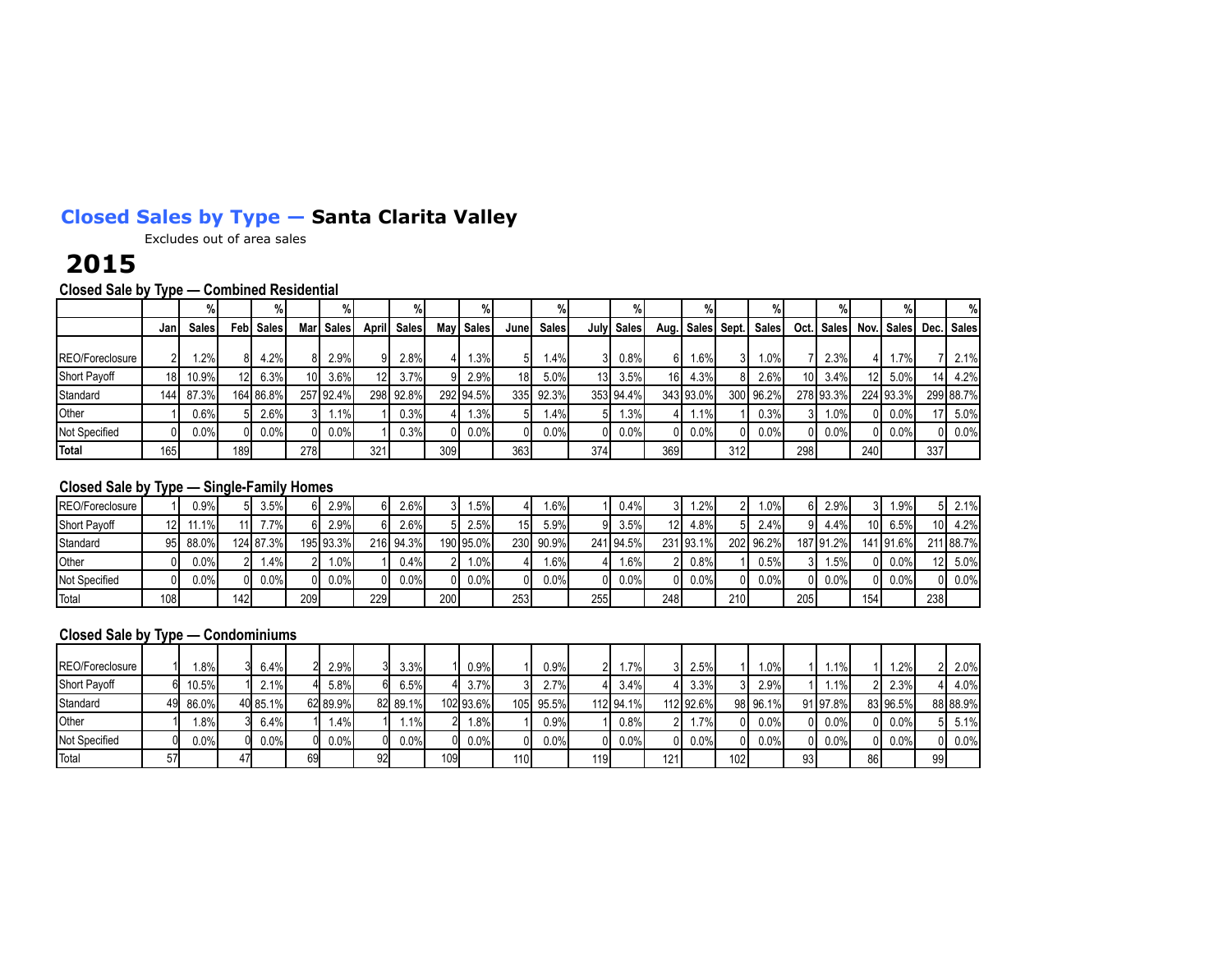## Closed Sales by Type — Santa Clarita Valley

Excludes out of area sales

# 2015

### Closed Sale by Type — Combined Residential

| | Jan | % Sales | Feb | % Sales | Mar | % Sales | April | % Sales | May | % Sales | June | % Sales | July | % Sales | Aug. | % Sales | Sept. | % Sales | Oct. | % Sales | Nov. | % Sales | Dec. | % Sales |
|---|---|---|---|---|---|---|---|---|---|---|---|---|---|---|---|---|---|---|---|---|---|---|---|---|
| REO/Foreclosure | 2 | 1.2% | 8 | 4.2% | 8 | 2.9% | 9 | 2.8% | 4 | 1.3% | 5 | 1.4% | 3 | 0.8% | 6 | 1.6% | 3 | 1.0% | 7 | 2.3% | 4 | 1.7% | 7 | 2.1% |
| Short Payoff | 18 | 10.9% | 12 | 6.3% | 10 | 3.6% | 12 | 3.7% | 9 | 2.9% | 18 | 5.0% | 13 | 3.5% | 16 | 4.3% | 8 | 2.6% | 10 | 3.4% | 12 | 5.0% | 14 | 4.2% |
| Standard | 144 | 87.3% | 164 | 86.8% | 257 | 92.4% | 298 | 92.8% | 292 | 94.5% | 335 | 92.3% | 353 | 94.4% | 343 | 93.0% | 300 | 96.2% | 278 | 93.3% | 224 | 93.3% | 299 | 88.7% |
| Other | 1 | 0.6% | 5 | 2.6% | 3 | 1.1% | 1 | 0.3% | 4 | 1.3% | 5 | 1.4% | 5 | 1.3% | 4 | 1.1% | 1 | 0.3% | 3 | 1.0% | 0 | 0.0% | 17 | 5.0% |
| Not Specified | 0 | 0.0% | 0 | 0.0% | 0 | 0.0% | 1 | 0.3% | 0 | 0.0% | 0 | 0.0% | 0 | 0.0% | 0 | 0.0% | 0 | 0.0% | 0 | 0.0% | 0 | 0.0% | 0 | 0.0% |
| **Total** | 165 | | 189 | | 278 | | 321 | | 309 | | 363 | | 374 | | 369 | | 312 | | 298 | | 240 | | 337 | |

### Closed Sale by Type — Single-Family Homes

| | Jan | % Sales | Feb | % Sales | Mar | % Sales | April | % Sales | May | % Sales | June | % Sales | July | % Sales | Aug. | % Sales | Sept. | % Sales | Oct. | % Sales | Nov. | % Sales | Dec. | % Sales |
|---|---|---|---|---|---|---|---|---|---|---|---|---|---|---|---|---|---|---|---|---|---|---|---|---|
| REO/Foreclosure | 1 | 0.9% | 5 | 3.5% | 6 | 2.9% | 6 | 2.6% | 3 | 1.5% | 4 | 1.6% | 1 | 0.4% | 3 | 1.2% | 2 | 1.0% | 6 | 2.9% | 3 | 1.9% | 5 | 2.1% |
| Short Payoff | 12 | 11.1% | 11 | 7.7% | 6 | 2.9% | 6 | 2.6% | 5 | 2.5% | 15 | 5.9% | 9 | 3.5% | 12 | 4.8% | 5 | 2.4% | 9 | 4.4% | 10 | 6.5% | 10 | 4.2% |
| Standard | 95 | 88.0% | 124 | 87.3% | 195 | 93.3% | 216 | 94.3% | 190 | 95.0% | 230 | 90.9% | 241 | 94.5% | 231 | 93.1% | 202 | 96.2% | 187 | 91.2% | 141 | 91.6% | 211 | 88.7% |
| Other | 0 | 0.0% | 2 | 1.4% | 2 | 1.0% | 1 | 0.4% | 2 | 1.0% | 4 | 1.6% | 4 | 1.6% | 2 | 0.8% | 1 | 0.5% | 3 | 1.5% | 0 | 0.0% | 12 | 5.0% |
| Not Specified | 0 | 0.0% | 0 | 0.0% | 0 | 0.0% | 0 | 0.0% | 0 | 0.0% | 0 | 0.0% | 0 | 0.0% | 0 | 0.0% | 0 | 0.0% | 0 | 0.0% | 0 | 0.0% | 0 | 0.0% |
| Total | 108 | | 142 | | 209 | | 229 | | 200 | | 253 | | 255 | | 248 | | 210 | | 205 | | 154 | | 238 | |

### Closed Sale by Type — Condominiums

| | Jan | % Sales | Feb | % Sales | Mar | % Sales | April | % Sales | May | % Sales | June | % Sales | July | % Sales | Aug. | % Sales | Sept. | % Sales | Oct. | % Sales | Nov. | % Sales | Dec. | % Sales |
|---|---|---|---|---|---|---|---|---|---|---|---|---|---|---|---|---|---|---|---|---|---|---|---|---|
| REO/Foreclosure | 1 | 1.8% | 3 | 6.4% | 2 | 2.9% | 3 | 3.3% | 1 | 0.9% | 1 | 0.9% | 2 | 1.7% | 3 | 2.5% | 1 | 1.0% | 1 | 1.1% | 1 | 1.2% | 2 | 2.0% |
| Short Payoff | 6 | 10.5% | 1 | 2.1% | 4 | 5.8% | 6 | 6.5% | 4 | 3.7% | 3 | 2.7% | 4 | 3.4% | 4 | 3.3% | 3 | 2.9% | 1 | 1.1% | 2 | 2.3% | 4 | 4.0% |
| Standard | 49 | 86.0% | 40 | 85.1% | 62 | 89.9% | 82 | 89.1% | 102 | 93.6% | 105 | 95.5% | 112 | 94.1% | 112 | 92.6% | 98 | 96.1% | 91 | 97.8% | 83 | 96.5% | 88 | 88.9% |
| Other | 1 | 1.8% | 3 | 6.4% | 1 | 1.4% | 1 | 1.1% | 2 | 1.8% | 1 | 0.9% | 1 | 0.8% | 2 | 1.7% | 0 | 0.0% | 0 | 0.0% | 0 | 0.0% | 5 | 5.1% |
| Not Specified | 0 | 0.0% | 0 | 0.0% | 0 | 0.0% | 0 | 0.0% | 0 | 0.0% | 0 | 0.0% | 0 | 0.0% | 0 | 0.0% | 0 | 0.0% | 0 | 0.0% | 0 | 0.0% | 0 | 0.0% |
| Total | 57 | | 47 | | 69 | | 92 | | 109 | | 110 | | 119 | | 121 | | 102 | | 93 | | 86 | | 99 | |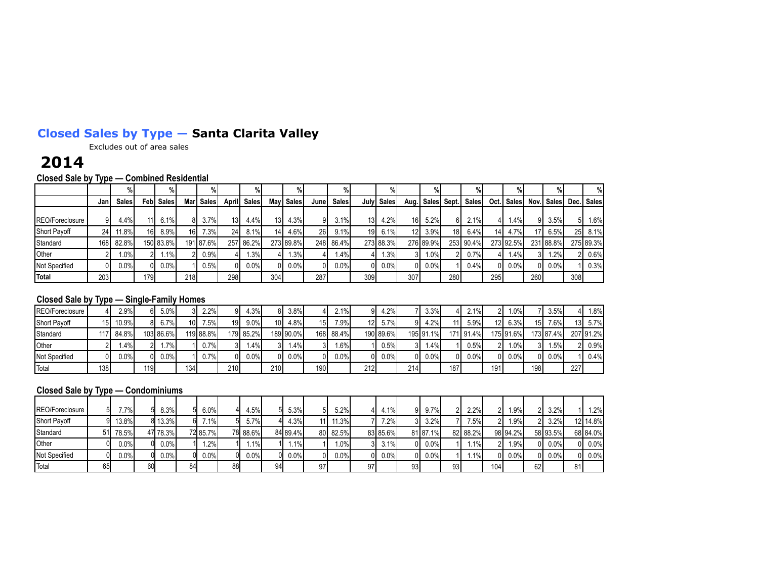## Closed Sales by Type — Santa Clarita Valley

Excludes out of area sales

# 2014

### Closed Sale by Type — Combined Residential

| | Jan | % Sales | Feb | % Sales | Mar | % Sales | April | % Sales | May | % Sales | June | % Sales | July | % Sales | Aug. | % Sales | Sept. | % Sales | Oct. | % Sales | Nov. | % Sales | Dec. | % Sales |
|---|---|---|---|---|---|---|---|---|---|---|---|---|---|---|---|---|---|---|---|---|---|---|---|---|
| REO/Foreclosure | 9 | 4.4% | 11 | 6.1% | 8 | 3.7% | 13 | 4.4% | 13 | 4.3% | 9 | 3.1% | 13 | 4.2% | 16 | 5.2% | 6 | 2.1% | 4 | 1.4% | 9 | 3.5% | 5 | 1.6% |
| Short Payoff | 24 | 11.8% | 16 | 8.9% | 16 | 7.3% | 24 | 8.1% | 14 | 4.6% | 26 | 9.1% | 19 | 6.1% | 12 | 3.9% | 18 | 6.4% | 14 | 4.7% | 17 | 6.5% | 25 | 8.1% |
| Standard | 168 | 82.8% | 150 | 83.8% | 191 | 87.6% | 257 | 86.2% | 273 | 89.8% | 248 | 86.4% | 273 | 88.3% | 276 | 89.9% | 253 | 90.4% | 273 | 92.5% | 231 | 88.8% | 275 | 89.3% |
| Other | 2 | 1.0% | 2 | 1.1% | 2 | 0.9% | 4 | 1.3% | 4 | 1.3% | 4 | 1.4% | 4 | 1.3% | 3 | 1.0% | 2 | 0.7% | 4 | 1.4% | 3 | 1.2% | 2 | 0.6% |
| Not Specified | 0 | 0.0% | 0 | 0.0% | 1 | 0.5% | 0 | 0.0% | 0 | 0.0% | 0 | 0.0% | 0 | 0.0% | 0 | 0.0% | 1 | 0.4% | 0 | 0.0% | 0 | 0.0% | 1 | 0.3% |
| **Total** | 203 | | 179 | | 218 | | 298 | | 304 | | 287 | | 309 | | 307 | | 280 | | 295 | | 260 | | 308 | |

### Closed Sale by Type — Single-Family Homes

| | Jan | % Sales | Feb | % Sales | Mar | % Sales | April | % Sales | May | % Sales | June | % Sales | July | % Sales | Aug. | % Sales | Sept. | % Sales | Oct. | % Sales | Nov. | % Sales | Dec. | % Sales |
|---|---|---|---|---|---|---|---|---|---|---|---|---|---|---|---|---|---|---|---|---|---|---|---|---|
| REO/Foreclosure | 4 | 2.9% | 6 | 5.0% | 3 | 2.2% | 9 | 4.3% | 8 | 3.8% | 4 | 2.1% | 9 | 4.2% | 7 | 3.3% | 4 | 2.1% | 2 | 1.0% | 7 | 3.5% | 4 | 1.8% |
| Short Payoff | 15 | 10.9% | 8 | 6.7% | 10 | 7.5% | 19 | 9.0% | 10 | 4.8% | 15 | 7.9% | 12 | 5.7% | 9 | 4.2% | 11 | 5.9% | 12 | 6.3% | 15 | 7.6% | 13 | 5.7% |
| Standard | 117 | 84.8% | 103 | 86.6% | 119 | 88.8% | 179 | 85.2% | 189 | 90.0% | 168 | 88.4% | 190 | 89.6% | 195 | 91.1% | 171 | 91.4% | 175 | 91.6% | 173 | 87.4% | 207 | 91.2% |
| Other | 2 | 1.4% | 2 | 1.7% | 1 | 0.7% | 3 | 1.4% | 3 | 1.4% | 3 | 1.6% | 1 | 0.5% | 3 | 1.4% | 1 | 0.5% | 2 | 1.0% | 3 | 1.5% | 2 | 0.9% |
| Not Specified | 0 | 0.0% | 0 | 0.0% | 1 | 0.7% | 0 | 0.0% | 0 | 0.0% | 0 | 0.0% | 0 | 0.0% | 0 | 0.0% | 0 | 0.0% | 0 | 0.0% | 0 | 0.0% | 1 | 0.4% |
| Total | 138 | | 119 | | 134 | | 210 | | 210 | | 190 | | 212 | | 214 | | 187 | | 191 | | 198 | | 227 | |

### Closed Sale by Type — Condominiums

| | Jan | % Sales | Feb | % Sales | Mar | % Sales | April | % Sales | May | % Sales | June | % Sales | July | % Sales | Aug. | % Sales | Sept. | % Sales | Oct. | % Sales | Nov. | % Sales | Dec. | % Sales |
|---|---|---|---|---|---|---|---|---|---|---|---|---|---|---|---|---|---|---|---|---|---|---|---|---|
| REO/Foreclosure | 5 | 7.7% | 5 | 8.3% | 5 | 6.0% | 4 | 4.5% | 5 | 5.3% | 5 | 5.2% | 4 | 4.1% | 9 | 9.7% | 2 | 2.2% | 2 | 1.9% | 2 | 3.2% | 1 | 1.2% |
| Short Payoff | 9 | 13.8% | 8 | 13.3% | 6 | 7.1% | 5 | 5.7% | 4 | 4.3% | 11 | 11.3% | 7 | 7.2% | 3 | 3.2% | 7 | 7.5% | 2 | 1.9% | 2 | 3.2% | 12 | 14.8% |
| Standard | 51 | 78.5% | 47 | 78.3% | 72 | 85.7% | 78 | 88.6% | 84 | 89.4% | 80 | 82.5% | 83 | 85.6% | 81 | 87.1% | 82 | 88.2% | 98 | 94.2% | 58 | 93.5% | 68 | 84.0% |
| Other | 0 | 0.0% | 0 | 0.0% | 1 | 1.2% | 1 | 1.1% | 1 | 1.1% | 1 | 1.0% | 3 | 3.1% | 0 | 0.0% | 1 | 1.1% | 2 | 1.9% | 0 | 0.0% | 0 | 0.0% |
| Not Specified | 0 | 0.0% | 0 | 0.0% | 0 | 0.0% | 0 | 0.0% | 0 | 0.0% | 0 | 0.0% | 0 | 0.0% | 0 | 0.0% | 1 | 1.1% | 0 | 0.0% | 0 | 0.0% | 0 | 0.0% |
| Total | 65 | | 60 | | 84 | | 88 | | 94 | | 97 | | 97 | | 93 | | 93 | | 104 | | 62 | | 81 | |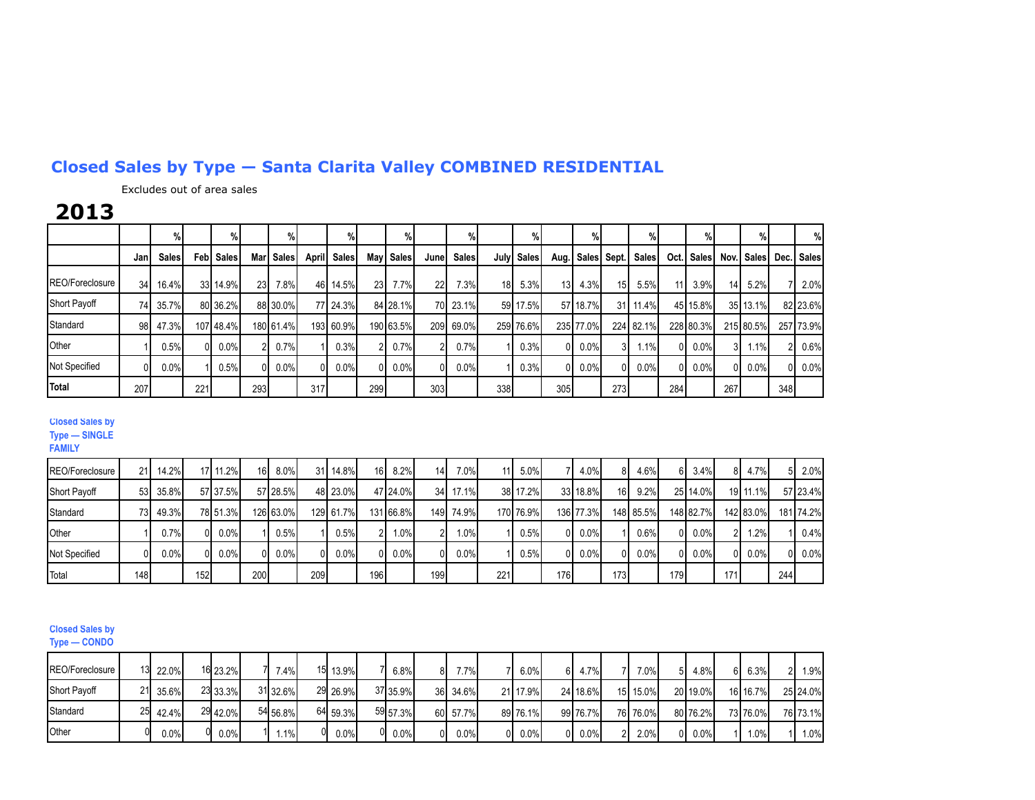# Closed Sales by Type — Santa Clarita Valley COMBINED RESIDENTIAL

Excludes out of area sales

## 2013

| | Jan | % Sales | Feb | % Sales | Mar | % Sales | April | % Sales | May | % Sales | June | % Sales | July | % Sales | Aug. | % Sales | Sept. | % Sales | Oct. | % Sales | Nov. | % Sales | Dec. | % Sales |
|---|---|---|---|---|---|---|---|---|---|---|---|---|---|---|---|---|---|---|---|---|---|---|---|---|
| REO/Foreclosure | 34 | 16.4% | 33 | 14.9% | 23 | 7.8% | 46 | 14.5% | 23 | 7.7% | 22 | 7.3% | 18 | 5.3% | 13 | 4.3% | 15 | 5.5% | 11 | 3.9% | 14 | 5.2% | 7 | 2.0% |
| Short Payoff | 74 | 35.7% | 80 | 36.2% | 88 | 30.0% | 77 | 24.3% | 84 | 28.1% | 70 | 23.1% | 59 | 17.5% | 57 | 18.7% | 31 | 11.4% | 45 | 15.8% | 35 | 13.1% | 82 | 23.6% |
| Standard | 98 | 47.3% | 107 | 48.4% | 180 | 61.4% | 193 | 60.9% | 190 | 63.5% | 209 | 69.0% | 259 | 76.6% | 235 | 77.0% | 224 | 82.1% | 228 | 80.3% | 215 | 80.5% | 257 | 73.9% |
| Other | 1 | 0.5% | 0 | 0.0% | 2 | 0.7% | 1 | 0.3% | 2 | 0.7% | 2 | 0.7% | 1 | 0.3% | 0 | 0.0% | 3 | 1.1% | 0 | 0.0% | 3 | 1.1% | 2 | 0.6% |
| Not Specified | 0 | 0.0% | 1 | 0.5% | 0 | 0.0% | 0 | 0.0% | 0 | 0.0% | 0 | 0.0% | 1 | 0.3% | 0 | 0.0% | 0 | 0.0% | 0 | 0.0% | 0 | 0.0% | 0 | 0.0% |
| **Total** | 207 | | 221 | | 293 | | 317 | | 299 | | 303 | | 338 | | 305 | | 273 | | 284 | | 267 | | 348 | |

### Closed Sales by Type — SINGLE FAMILY

| | | | | | | | | | | | | | | | | | | | | | | | | |
|---|---|---|---|---|---|---|---|---|---|---|---|---|---|---|---|---|---|---|---|---|---|---|---|---|
| REO/Foreclosure | 21 | 14.2% | 17 | 11.2% | 16 | 8.0% | 31 | 14.8% | 16 | 8.2% | 14 | 7.0% | 11 | 5.0% | 7 | 4.0% | 8 | 4.6% | 6 | 3.4% | 8 | 4.7% | 5 | 2.0% |
| Short Payoff | 53 | 35.8% | 57 | 37.5% | 57 | 28.5% | 48 | 23.0% | 47 | 24.0% | 34 | 17.1% | 38 | 17.2% | 33 | 18.8% | 16 | 9.2% | 25 | 14.0% | 19 | 11.1% | 57 | 23.4% |
| Standard | 73 | 49.3% | 78 | 51.3% | 126 | 63.0% | 129 | 61.7% | 131 | 66.8% | 149 | 74.9% | 170 | 76.9% | 136 | 77.3% | 148 | 85.5% | 148 | 82.7% | 142 | 83.0% | 181 | 74.2% |
| Other | 1 | 0.7% | 0 | 0.0% | 1 | 0.5% | 1 | 0.5% | 2 | 1.0% | 2 | 1.0% | 1 | 0.5% | 0 | 0.0% | 1 | 0.6% | 0 | 0.0% | 2 | 1.2% | 1 | 0.4% |
| Not Specified | 0 | 0.0% | 0 | 0.0% | 0 | 0.0% | 0 | 0.0% | 0 | 0.0% | 0 | 0.0% | 1 | 0.5% | 0 | 0.0% | 0 | 0.0% | 0 | 0.0% | 0 | 0.0% | 0 | 0.0% |
| Total | 148 | | 152 | | 200 | | 209 | | 196 | | 199 | | 221 | | 176 | | 173 | | 179 | | 171 | | 244 | |

### Closed Sales by Type — CONDO

| | | | | | | | | | | | | | | | | | | | | | | | | |
|---|---|---|---|---|---|---|---|---|---|---|---|---|---|---|---|---|---|---|---|---|---|---|---|---|
| REO/Foreclosure | 13 | 22.0% | 16 | 23.2% | 7 | 7.4% | 15 | 13.9% | 7 | 6.8% | 8 | 7.7% | 7 | 6.0% | 6 | 4.7% | 7 | 7.0% | 5 | 4.8% | 6 | 6.3% | 2 | 1.9% |
| Short Payoff | 21 | 35.6% | 23 | 33.3% | 31 | 32.6% | 29 | 26.9% | 37 | 35.9% | 36 | 34.6% | 21 | 17.9% | 24 | 18.6% | 15 | 15.0% | 20 | 19.0% | 16 | 16.7% | 25 | 24.0% |
| Standard | 25 | 42.4% | 29 | 42.0% | 54 | 56.8% | 64 | 59.3% | 59 | 57.3% | 60 | 57.7% | 89 | 76.1% | 99 | 76.7% | 76 | 76.0% | 80 | 76.2% | 73 | 76.0% | 76 | 73.1% |
| Other | 0 | 0.0% | 0 | 0.0% | 1 | 1.1% | 0 | 0.0% | 0 | 0.0% | 0 | 0.0% | 0 | 0.0% | 0 | 0.0% | 2 | 2.0% | 0 | 0.0% | 1 | 1.0% | 1 | 1.0% |